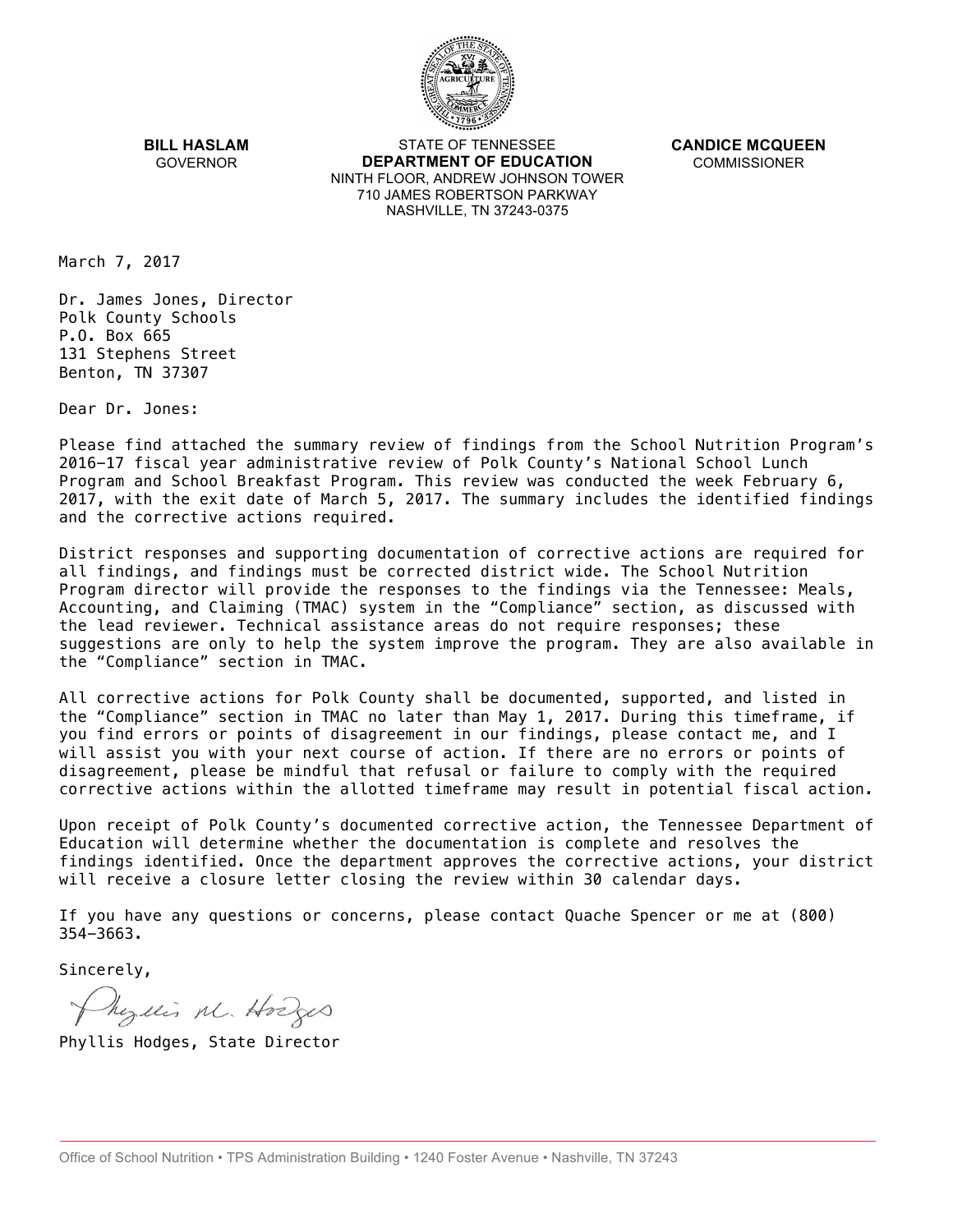**BILL HASLAM**
GOVERNOR

STATE OF TENNESSEE
**DEPARTMENT OF EDUCATION**
NINTH FLOOR, ANDREW JOHNSON TOWER
710 JAMES ROBERTSON PARKWAY
NASHVILLE, TN 37243-0375

**CANDICE MCQUEEN**
COMMISSIONER

March 7, 2017

Dr. James Jones, Director
Polk County Schools
P.O. Box 665
131 Stephens Street
Benton, TN 37307

Dear Dr. Jones:

Please find attached the summary review of findings from the School Nutrition Program's 2016-17 fiscal year administrative review of Polk County's National School Lunch Program and School Breakfast Program. This review was conducted the week February 6, 2017, with the exit date of March 5, 2017. The summary includes the identified findings and the corrective actions required.

District responses and supporting documentation of corrective actions are required for all findings, and findings must be corrected district wide. The School Nutrition Program director will provide the responses to the findings via the Tennessee: Meals, Accounting, and Claiming (TMAC) system in the "Compliance" section, as discussed with the lead reviewer. Technical assistance areas do not require responses; these suggestions are only to help the system improve the program. They are also available in the "Compliance" section in TMAC.

All corrective actions for Polk County shall be documented, supported, and listed in the "Compliance" section in TMAC no later than May 1, 2017. During this timeframe, if you find errors or points of disagreement in our findings, please contact me, and I will assist you with your next course of action. If there are no errors or points of disagreement, please be mindful that refusal or failure to comply with the required corrective actions within the allotted timeframe may result in potential fiscal action.

Upon receipt of Polk County's documented corrective action, the Tennessee Department of Education will determine whether the documentation is complete and resolves the findings identified. Once the department approves the corrective actions, your district will receive a closure letter closing the review within 30 calendar days.

If you have any questions or concerns, please contact Quache Spencer or me at (800) 354-3663.

Sincerely,

Phyllis M. Hodges

Phyllis Hodges, State Director

Office of School Nutrition • TPS Administration Building • 1240 Foster Avenue • Nashville, TN 37243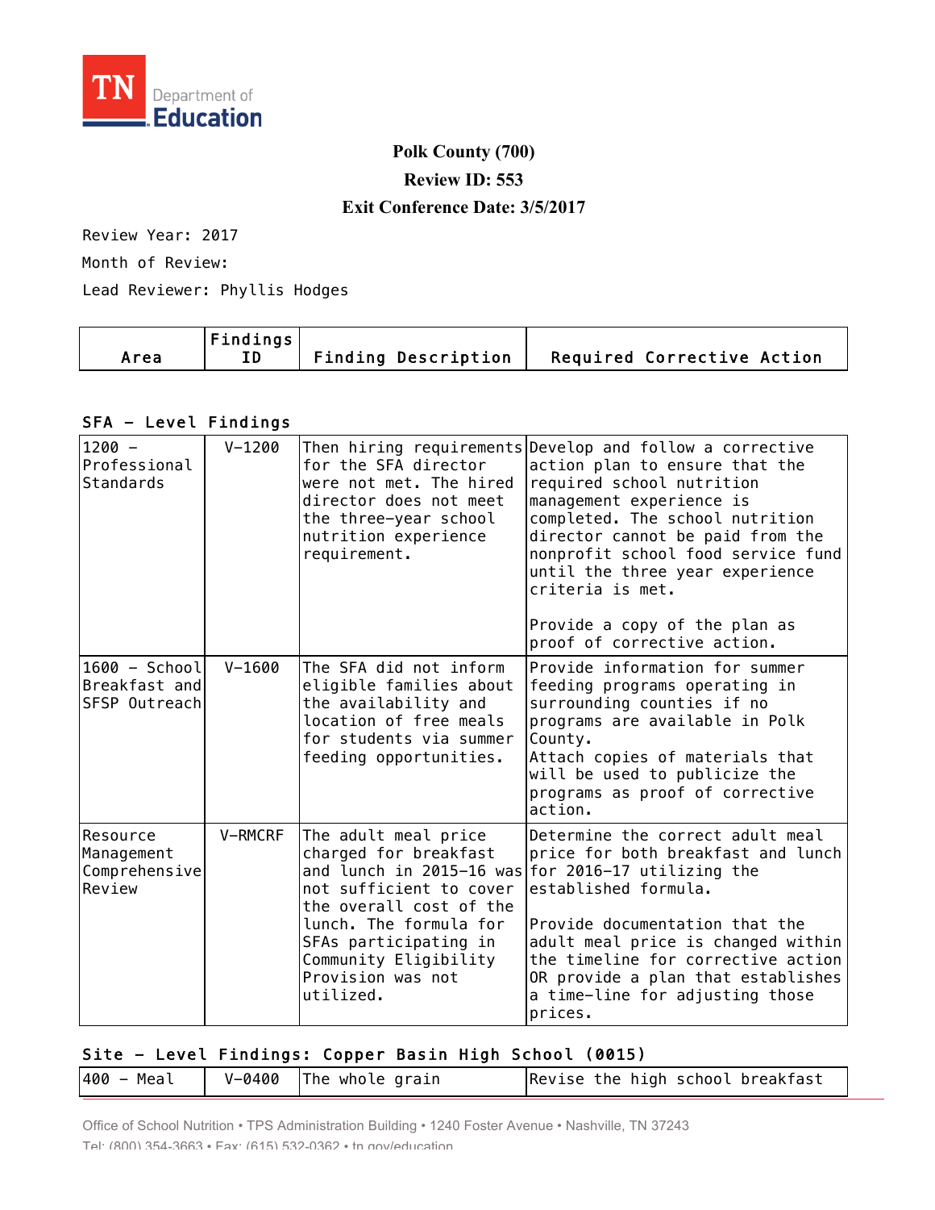TN Department of Education

**Polk County (700)**

**Review ID: 553**

**Exit Conference Date: 3/5/2017**

Review Year: 2017

Month of Review:

Lead Reviewer: Phyllis Hodges

| Area | Findings ID | Finding Description | Required Corrective Action |
|---|---|---|---|

## SFA - Level Findings

| Area | Findings ID | Finding Description | Required Corrective Action |
|---|---|---|---|
| 1200 - Professional Standards | V-1200 | Then hiring requirements for the SFA director were not met. The hired director does not meet the three-year school nutrition experience requirement. | Develop and follow a corrective action plan to ensure that the required school nutrition management experience is completed. The school nutrition director cannot be paid from the nonprofit school food service fund until the three year experience criteria is met.<br><br>Provide a copy of the plan as proof of corrective action. |
| 1600 - School Breakfast and SFSP Outreach | V-1600 | The SFA did not inform eligible families about the availability and location of free meals for students via summer feeding opportunities. | Provide information for summer feeding programs operating in surrounding counties if no programs are available in Polk County.<br>Attach copies of materials that will be used to publicize the programs as proof of corrective action. |
| Resource Management Comprehensive Review | V-RMCRF | The adult meal price charged for breakfast and lunch in 2015-16 was not sufficient to cover the overall cost of the lunch. The formula for SFAs participating in Community Eligibility Provision was not utilized. | Determine the correct adult meal price for both breakfast and lunch for 2016-17 utilizing the established formula.<br><br>Provide documentation that the adult meal price is changed within the timeline for corrective action OR provide a plan that establishes a time-line for adjusting those prices. |

## Site - Level Findings: Copper Basin High School (0015)

| Area | Findings ID | Finding Description | Required Corrective Action |
|---|---|---|---|
| 400 - Meal | V-0400 | The whole grain | Revise the high school breakfast |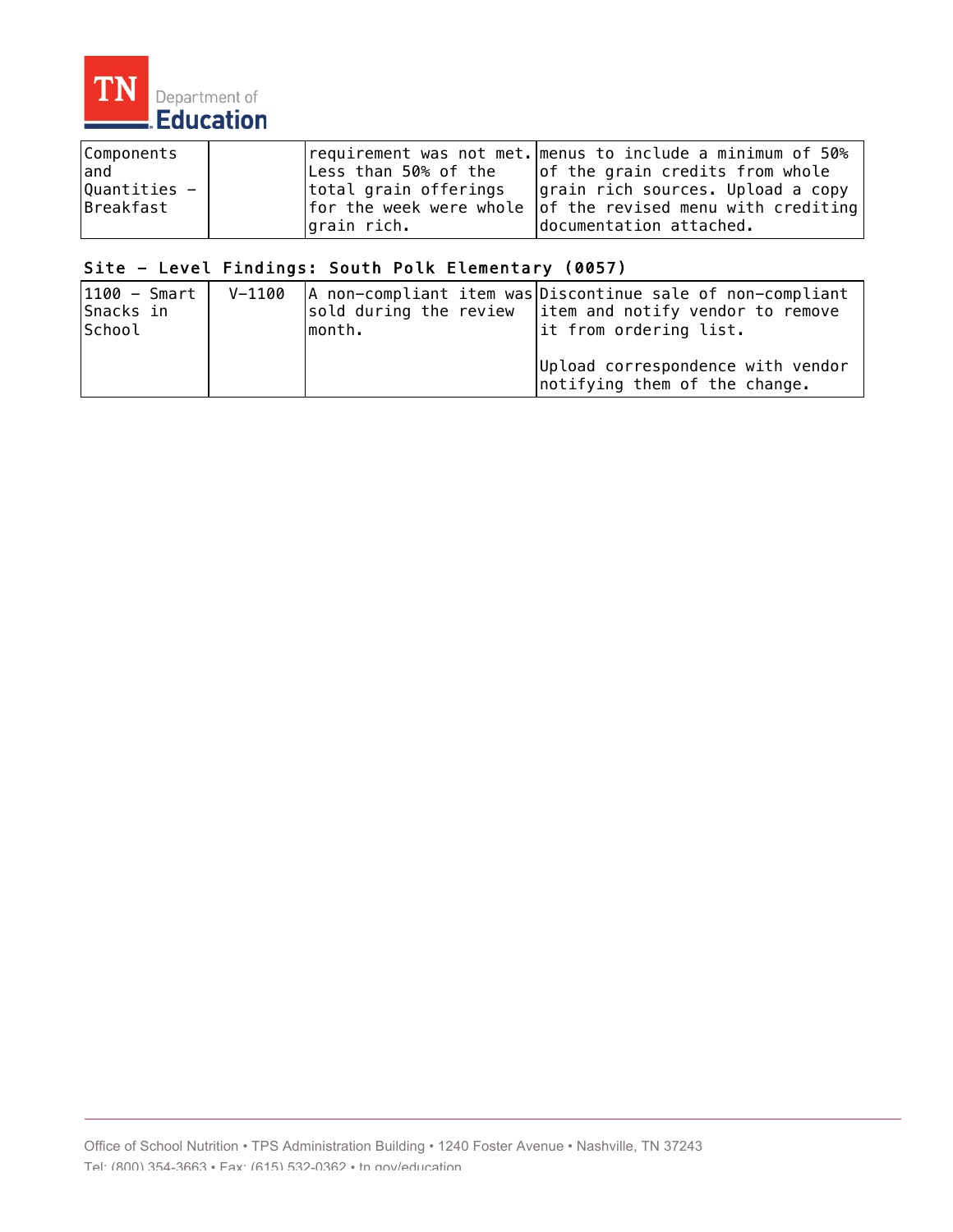| | | | |
|---|---|---|---|
| Components and Quantities – Breakfast | | requirement was not met. Less than 50% of the total grain offerings for the week were whole grain rich. | menus to include a minimum of 50% of the grain credits from whole grain rich sources. Upload a copy of the revised menu with crediting documentation attached. |

### Site – Level Findings: South Polk Elementary (0057)

| | | | |
|---|---|---|---|
| 1100 – Smart Snacks in School | V-1100 | A non-compliant item was sold during the review month. | Discontinue sale of non-compliant item and notify vendor to remove it from ordering list.<br><br>Upload correspondence with vendor notifying them of the change. |